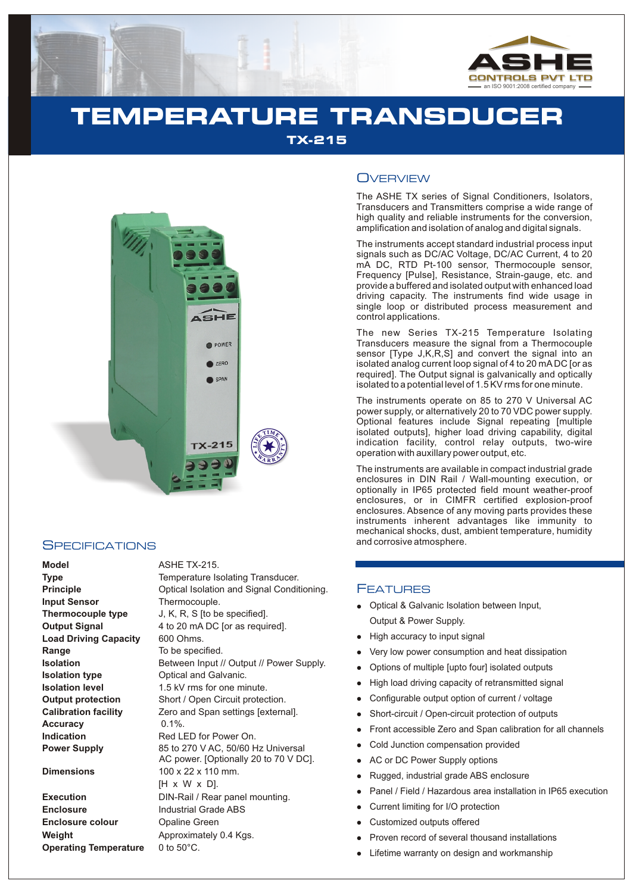ASHE
CONTROLS PVT LTD
an ISO 9001:2008 certified company

# TEMPERATURE TRANSDUCER

## TX-215

## Overview

The ASHE TX series of Signal Conditioners, Isolators, Transducers and Transmitters comprise a wide range of high quality and reliable instruments for the conversion, amplification and isolation of analog and digital signals.

The instruments accept standard industrial process input signals such as DC/AC Voltage, DC/AC Current, 4 to 20 mA DC, RTD Pt-100 sensor, Thermocouple sensor, Frequency [Pulse], Resistance, Strain-gauge, etc. and provide a buffered and isolated output with enhanced load driving capacity. The instruments find wide usage in single loop or distributed process measurement and control applications.

The new Series TX-215 Temperature Isolating Transducers measure the signal from a Thermocouple sensor [Type J,K,R,S] and convert the signal into an isolated analog current loop signal of 4 to 20 mA DC [or as required]. The Output signal is galvanically and optically isolated to a potential level of 1.5 KV rms for one minute.

The instruments operate on 85 to 270 V Universal AC power supply, or alternatively 20 to 70 VDC power supply. Optional features include Signal repeating [multiple isolated outputs], higher load driving capability, digital indication facility, control relay outputs, two-wire operation with auxillary power output, etc.

The instruments are available in compact industrial grade enclosures in DIN Rail / Wall-mounting execution, or optionally in IP65 protected field mount weather-proof enclosures, or in CIMFR certified explosion-proof enclosures. Absence of any moving parts provides these instruments inherent advantages like immunity to mechanical shocks, dust, ambient temperature, humidity and corrosive atmosphere.

## Specifications

| | |
|---|---|
| **Model** | ASHE TX-215. |
| **Type** | Temperature Isolating Transducer. |
| **Principle** | Optical Isolation and Signal Conditioning. |
| **Input Sensor** | Thermocouple. |
| **Thermocouple type** | J, K, R, S [to be specified]. |
| **Output Signal** | 4 to 20 mA DC [or as required]. |
| **Load Driving Capacity** | 600 Ohms. |
| **Range** | To be specified. |
| **Isolation** | Between Input // Output // Power Supply. |
| **Isolation type** | Optical and Galvanic. |
| **Isolation level** | 1.5 kV rms for one minute. |
| **Output protection** | Short / Open Circuit protection. |
| **Calibration facility** | Zero and Span settings [external]. |
| **Accuracy** | 0.1%. |
| **Indication** | Red LED for Power On. |
| **Power Supply** | 85 to 270 V AC, 50/60 Hz Universal AC power. [Optionally 20 to 70 V DC]. |
| **Dimensions** | 100 x 22 x 110 mm. [H x W x D]. |
| **Execution** | DIN-Rail / Rear panel mounting. |
| **Enclosure** | Industrial Grade ABS |
| **Enclosure colour** | Opaline Green |
| **Weight** | Approximately 0.4 Kgs. |
| **Operating Temperature** | 0 to 50°C. |

## Features

- Optical & Galvanic Isolation between Input, Output & Power Supply.
- High accuracy to input signal
- Very low power consumption and heat dissipation
- Options of multiple [upto four] isolated outputs
- High load driving capacity of retransmitted signal
- Configurable output option of current / voltage
- Short-circuit / Open-circuit protection of outputs
- Front accessible Zero and Span calibration for all channels
- Cold Junction compensation provided
- AC or DC Power Supply options
- Rugged, industrial grade ABS enclosure
- Panel / Field / Hazardous area installation in IP65 execution
- Current limiting for I/O protection
- Customized outputs offered
- Proven record of several thousand installations
- Lifetime warranty on design and workmanship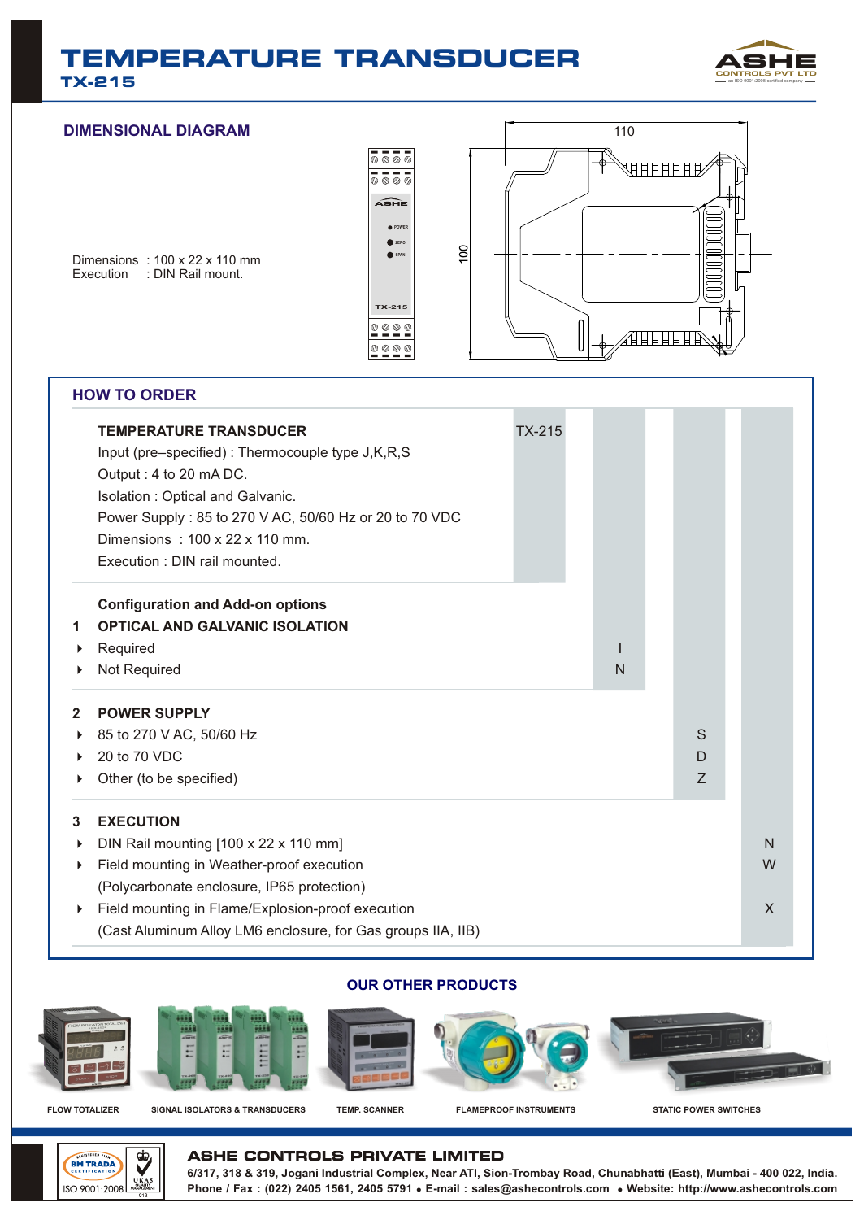# TEMPERATURE TRANSDUCER

## TX-215

## DIMENSIONAL DIAGRAM

Dimensions : 100 x 22 x 110 mm
Execution : DIN Rail mount.

110

100

ASHE

POWER

ZERO

SPAN

TX-215

## HOW TO ORDER

| | | | | |
|---|---|---|---|---|
| **TEMPERATURE TRANSDUCER**<br>Input (pre–specified) : Thermocouple type J,K,R,S<br>Output : 4 to 20 mA DC.<br>Isolation : Optical and Galvanic.<br>Power Supply : 85 to 270 V AC, 50/60 Hz or 20 to 70 VDC<br>Dimensions : 100 x 22 x 110 mm.<br>Execution : DIN rail mounted. | TX-215 | | | |
| **Configuration and Add-on options** | | | | |
| **1 OPTICAL AND GALVANIC ISOLATION** | | | | |
| Required | | I | | |
| Not Required | | N | | |
| **2 POWER SUPPLY** | | | | |
| 85 to 270 V AC, 50/60 Hz | | | S | |
| 20 to 70 VDC | | | D | |
| Other (to be specified) | | | Z | |
| **3 EXECUTION** | | | | |
| DIN Rail mounting [100 x 22 x 110 mm] | | | | N |
| Field mounting in Weather-proof execution (Polycarbonate enclosure, IP65 protection) | | | | W |
| Field mounting in Flame/Explosion-proof execution (Cast Aluminum Alloy LM6 enclosure, for Gas groups IIA, IIB) | | | | X |

## OUR OTHER PRODUCTS

FLOW TOTALIZER

SIGNAL ISOLATORS & TRANSDUCERS

TEMP. SCANNER

FLAMEPROOF INSTRUMENTS

STATIC POWER SWITCHES

**ASHE CONTROLS PRIVATE LIMITED**

6/317, 318 & 319, Jogani Industrial Complex, Near ATI, Sion-Trombay Road, Chunabhatti (East), Mumbai - 400 022, India.
Phone / Fax : (022) 2405 1561, 2405 5791 • E-mail : sales@ashecontrols.com • Website: http://www.ashecontrols.com

ISO 9001:2008